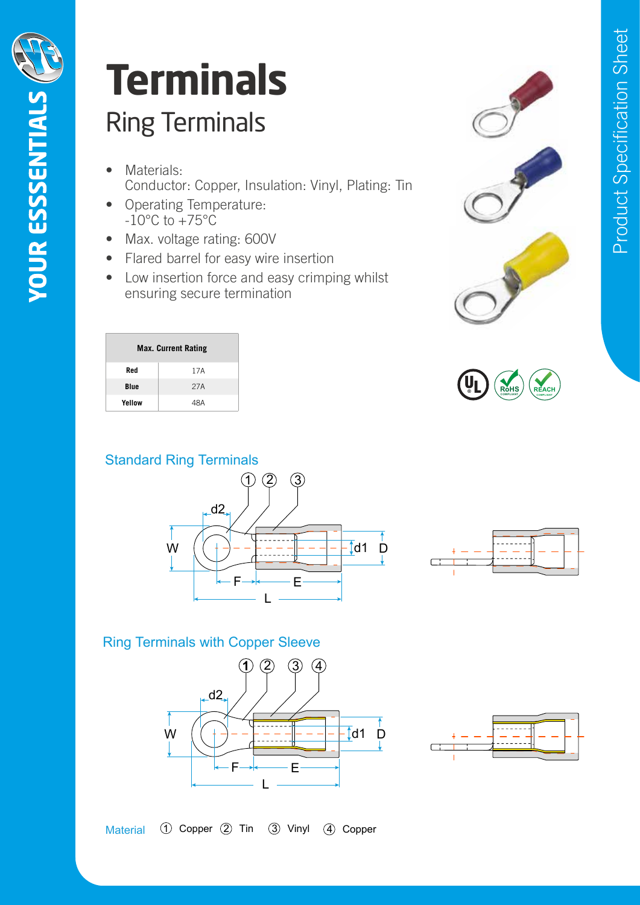# Terminals

## Ring Terminals

- Materials:
  Conductor: Copper, Insulation: Vinyl, Plating: Tin
- Operating Temperature:
  -10°C to +75°C
- Max. voltage rating: 600V
- Flared barrel for easy wire insertion
- Low insertion force and easy crimping whilst ensuring secure termination

| Max. Current Rating | |
|---|---|
| Red | 17A |
| Blue | 27A |
| Yellow | 48A |

### Standard Ring Terminals

### Ring Terminals with Copper Sleeve

Material ① Copper ② Tin ③ Vinyl ④ Copper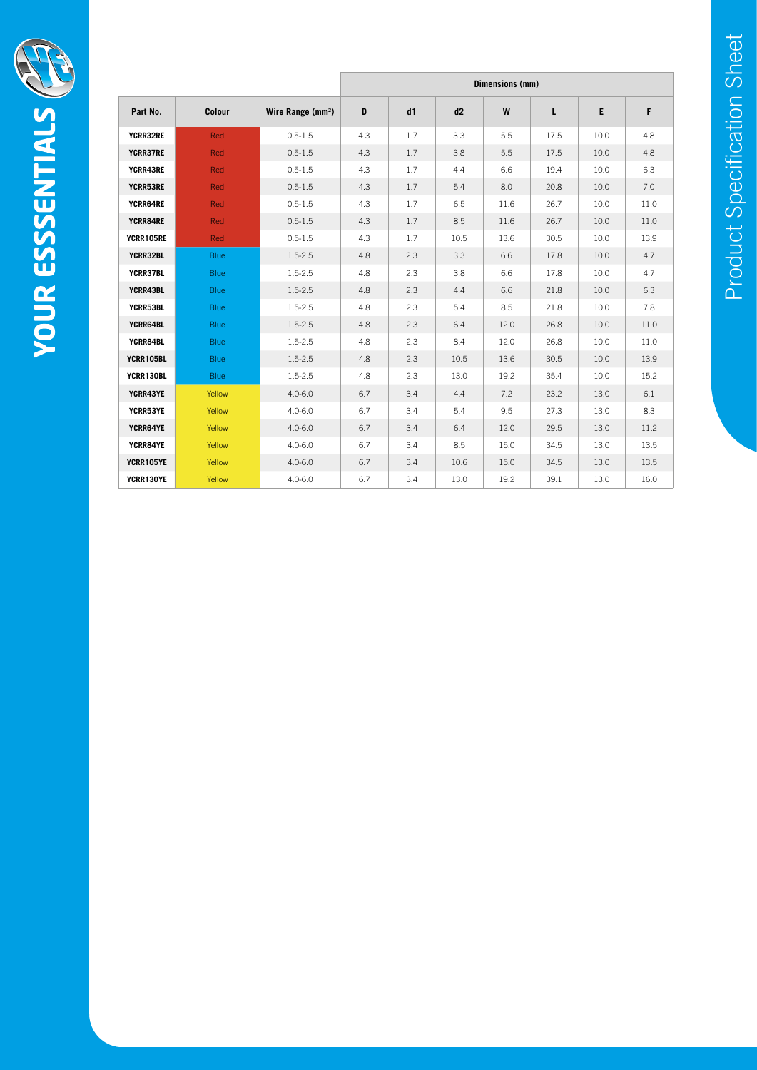| | | | Dimensions (mm) | | | | | | |
|---|---|---|---|---|---|---|---|---|---|
| Part No. | Colour | Wire Range ($mm^2$) | D | d1 | d2 | W | L | E | F |
| YCRR32RE | Red | 0.5-1.5 | 4.3 | 1.7 | 3.3 | 5.5 | 17.5 | 10.0 | 4.8 |
| YCRR37RE | Red | 0.5-1.5 | 4.3 | 1.7 | 3.8 | 5.5 | 17.5 | 10.0 | 4.8 |
| YCRR43RE | Red | 0.5-1.5 | 4.3 | 1.7 | 4.4 | 6.6 | 19.4 | 10.0 | 6.3 |
| YCRR53RE | Red | 0.5-1.5 | 4.3 | 1.7 | 5.4 | 8.0 | 20.8 | 10.0 | 7.0 |
| YCRR64RE | Red | 0.5-1.5 | 4.3 | 1.7 | 6.5 | 11.6 | 26.7 | 10.0 | 11.0 |
| YCRR84RE | Red | 0.5-1.5 | 4.3 | 1.7 | 8.5 | 11.6 | 26.7 | 10.0 | 11.0 |
| YCRR105RE | Red | 0.5-1.5 | 4.3 | 1.7 | 10.5 | 13.6 | 30.5 | 10.0 | 13.9 |
| YCRR32BL | Blue | 1.5-2.5 | 4.8 | 2.3 | 3.3 | 6.6 | 17.8 | 10.0 | 4.7 |
| YCRR37BL | Blue | 1.5-2.5 | 4.8 | 2.3 | 3.8 | 6.6 | 17.8 | 10.0 | 4.7 |
| YCRR43BL | Blue | 1.5-2.5 | 4.8 | 2.3 | 4.4 | 6.6 | 21.8 | 10.0 | 6.3 |
| YCRR53BL | Blue | 1.5-2.5 | 4.8 | 2.3 | 5.4 | 8.5 | 21.8 | 10.0 | 7.8 |
| YCRR64BL | Blue | 1.5-2.5 | 4.8 | 2.3 | 6.4 | 12.0 | 26.8 | 10.0 | 11.0 |
| YCRR84BL | Blue | 1.5-2.5 | 4.8 | 2.3 | 8.4 | 12.0 | 26.8 | 10.0 | 11.0 |
| YCRR105BL | Blue | 1.5-2.5 | 4.8 | 2.3 | 10.5 | 13.6 | 30.5 | 10.0 | 13.9 |
| YCRR130BL | Blue | 1.5-2.5 | 4.8 | 2.3 | 13.0 | 19.2 | 35.4 | 10.0 | 15.2 |
| YCRR43YE | Yellow | 4.0-6.0 | 6.7 | 3.4 | 4.4 | 7.2 | 23.2 | 13.0 | 6.1 |
| YCRR53YE | Yellow | 4.0-6.0 | 6.7 | 3.4 | 5.4 | 9.5 | 27.3 | 13.0 | 8.3 |
| YCRR64YE | Yellow | 4.0-6.0 | 6.7 | 3.4 | 6.4 | 12.0 | 29.5 | 13.0 | 11.2 |
| YCRR84YE | Yellow | 4.0-6.0 | 6.7 | 3.4 | 8.5 | 15.0 | 34.5 | 13.0 | 13.5 |
| YCRR105YE | Yellow | 4.0-6.0 | 6.7 | 3.4 | 10.6 | 15.0 | 34.5 | 13.0 | 13.5 |
| YCRR130YE | Yellow | 4.0-6.0 | 6.7 | 3.4 | 13.0 | 19.2 | 39.1 | 13.0 | 16.0 |